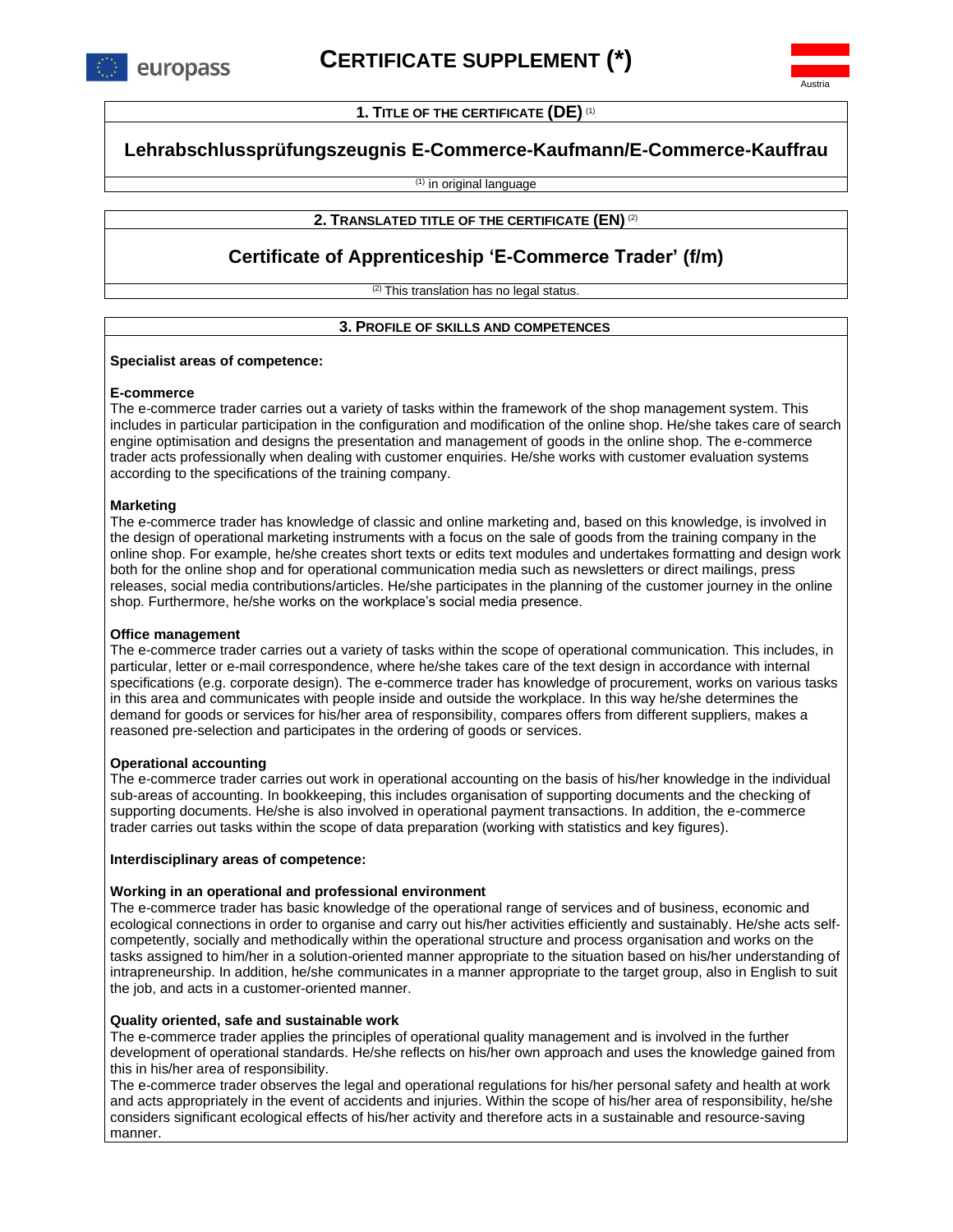europass

# CERTIFICATE SUPPLEMENT (*)

Austria

## 1. TITLE OF THE CERTIFICATE (DE) [1]

**Lehrabschlussprüfungszeugnis E-Commerce-Kaufmann/E-Commerce-Kauffrau**

[1] in original language

## 2. TRANSLATED TITLE OF THE CERTIFICATE (EN) [2]

**Certificate of Apprenticeship 'E-Commerce Trader' (f/m)**

[2] This translation has no legal status.

## 3. PROFILE OF SKILLS AND COMPETENCES

**Specialist areas of competence:**

**E-commerce**

The e-commerce trader carries out a variety of tasks within the framework of the shop management system. This includes in particular participation in the configuration and modification of the online shop. He/she takes care of search engine optimisation and designs the presentation and management of goods in the online shop. The e-commerce trader acts professionally when dealing with customer enquiries. He/she works with customer evaluation systems according to the specifications of the training company.

**Marketing**

The e-commerce trader has knowledge of classic and online marketing and, based on this knowledge, is involved in the design of operational marketing instruments with a focus on the sale of goods from the training company in the online shop. For example, he/she creates short texts or edits text modules and undertakes formatting and design work both for the online shop and for operational communication media such as newsletters or direct mailings, press releases, social media contributions/articles. He/she participates in the planning of the customer journey in the online shop. Furthermore, he/she works on the workplace's social media presence.

**Office management**

The e-commerce trader carries out a variety of tasks within the scope of operational communication. This includes, in particular, letter or e-mail correspondence, where he/she takes care of the text design in accordance with internal specifications (e.g. corporate design). The e-commerce trader has knowledge of procurement, works on various tasks in this area and communicates with people inside and outside the workplace. In this way he/she determines the demand for goods or services for his/her area of responsibility, compares offers from different suppliers, makes a reasoned pre-selection and participates in the ordering of goods or services.

**Operational accounting**

The e-commerce trader carries out work in operational accounting on the basis of his/her knowledge in the individual sub-areas of accounting. In bookkeeping, this includes organisation of supporting documents and the checking of supporting documents. He/she is also involved in operational payment transactions. In addition, the e-commerce trader carries out tasks within the scope of data preparation (working with statistics and key figures).

**Interdisciplinary areas of competence:**

**Working in an operational and professional environment**

The e-commerce trader has basic knowledge of the operational range of services and of business, economic and ecological connections in order to organise and carry out his/her activities efficiently and sustainably. He/she acts self-competently, socially and methodically within the operational structure and process organisation and works on the tasks assigned to him/her in a solution-oriented manner appropriate to the situation based on his/her understanding of intrapreneurship. In addition, he/she communicates in a manner appropriate to the target group, also in English to suit the job, and acts in a customer-oriented manner.

**Quality oriented, safe and sustainable work**

The e-commerce trader applies the principles of operational quality management and is involved in the further development of operational standards. He/she reflects on his/her own approach and uses the knowledge gained from this in his/her area of responsibility.

The e-commerce trader observes the legal and operational regulations for his/her personal safety and health at work and acts appropriately in the event of accidents and injuries. Within the scope of his/her area of responsibility, he/she considers significant ecological effects of his/her activity and therefore acts in a sustainable and resource-saving manner.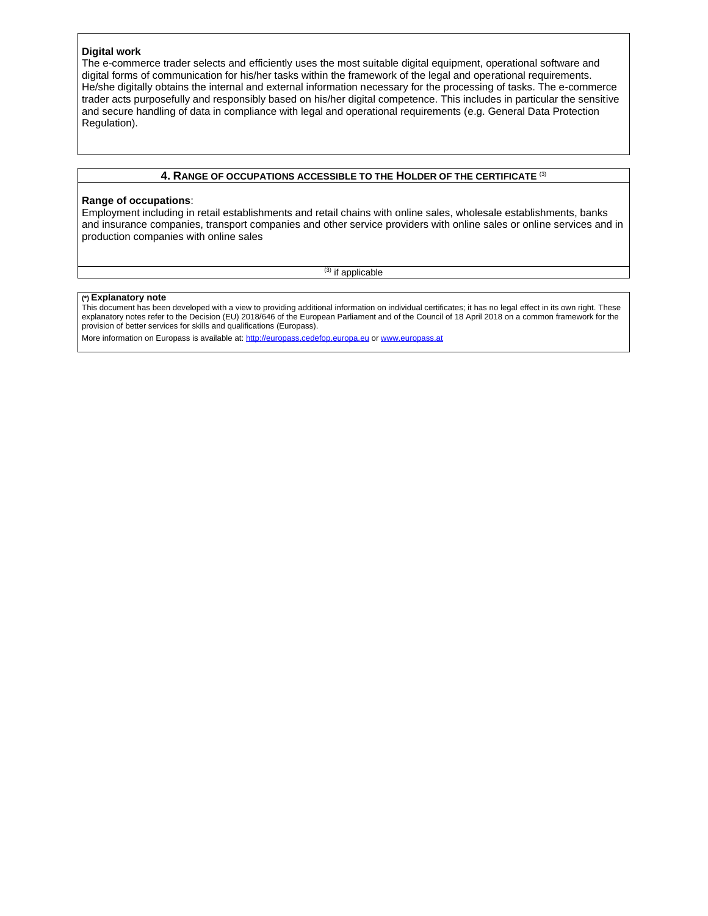**Digital work**

The e-commerce trader selects and efficiently uses the most suitable digital equipment, operational software and digital forms of communication for his/her tasks within the framework of the legal and operational requirements. He/she digitally obtains the internal and external information necessary for the processing of tasks. The e-commerce trader acts purposefully and responsibly based on his/her digital competence. This includes in particular the sensitive and secure handling of data in compliance with legal and operational requirements (e.g. General Data Protection Regulation).

## 4. Range of occupations accessible to the holder of the certificate [(3)]

**Range of occupations**:

Employment including in retail establishments and retail chains with online sales, wholesale establishments, banks and insurance companies, transport companies and other service providers with online sales or online services and in production companies with online sales

[(3)] if applicable

**[(*)] Explanatory note**

This document has been developed with a view to providing additional information on individual certificates; it has no legal effect in its own right. These explanatory notes refer to the Decision (EU) 2018/646 of the European Parliament and of the Council of 18 April 2018 on a common framework for the provision of better services for skills and qualifications (Europass).

More information on Europass is available at: http://europass.cedefop.europa.eu or www.europass.at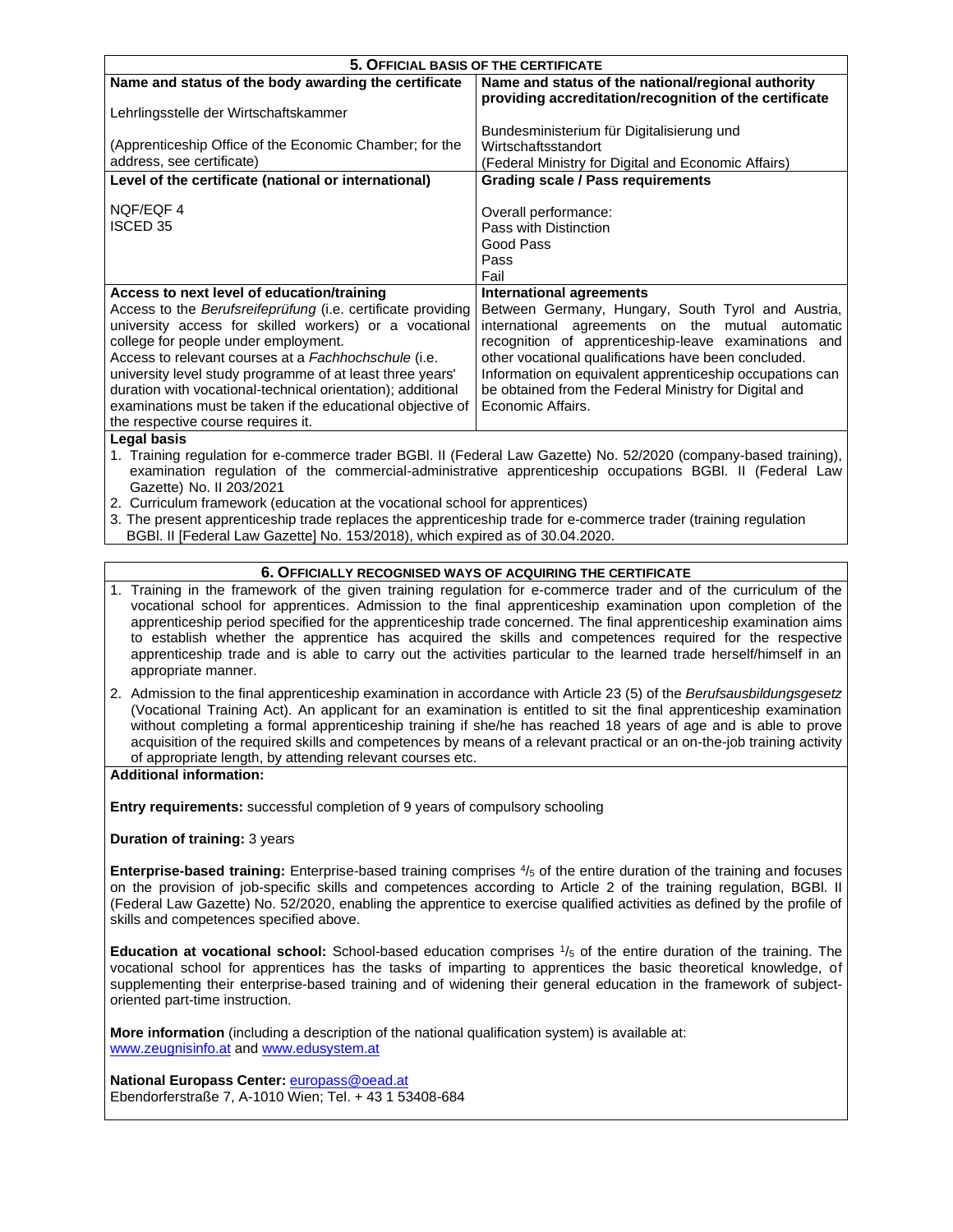## 5. Official basis of the certificate

| Name and status of the body awarding the certificate | Name and status of the national/regional authority providing accreditation/recognition of the certificate |
|---|---|
| Lehrlingsstelle der Wirtschaftskammer<br><br>(Apprenticeship Office of the Economic Chamber; for the address, see certificate) | Bundesministerium für Digitalisierung und Wirtschaftsstandort<br>(Federal Ministry for Digital and Economic Affairs) |
| **Level of the certificate (national or international)** | **Grading scale / Pass requirements** |
| NQF/EQF 4<br>ISCED 35 | Overall performance:<br>Pass with Distinction<br>Good Pass<br>Pass<br>Fail |
| **Access to next level of education/training** | **International agreements** |
| Access to the *Berufsreifeprüfung* (i.e. certificate providing university access for skilled workers) or a vocational college for people under employment.<br>Access to relevant courses at a *Fachhochschule* (i.e. university level study programme of at least three years' duration with vocational-technical orientation); additional examinations must be taken if the educational objective of the respective course requires it. | Between Germany, Hungary, South Tyrol and Austria, international agreements on the mutual automatic recognition of apprenticeship-leave examinations and other vocational qualifications have been concluded.<br>Information on equivalent apprenticeship occupations can be obtained from the Federal Ministry for Digital and Economic Affairs. |

**Legal basis**

1. Training regulation for e-commerce trader BGBl. II (Federal Law Gazette) No. 52/2020 (company-based training), examination regulation of the commercial-administrative apprenticeship occupations BGBl. II (Federal Law Gazette) No. II 203/2021
2. Curriculum framework (education at the vocational school for apprentices)
3. The present apprenticeship trade replaces the apprenticeship trade for e-commerce trader (training regulation BGBl. II [Federal Law Gazette] No. 153/2018), which expired as of 30.04.2020.

## 6. Officially recognised ways of acquiring the certificate

1. Training in the framework of the given training regulation for e-commerce trader and of the curriculum of the vocational school for apprentices. Admission to the final apprenticeship examination upon completion of the apprenticeship period specified for the apprenticeship trade concerned. The final apprenticeship examination aims to establish whether the apprentice has acquired the skills and competences required for the respective apprenticeship trade and is able to carry out the activities particular to the learned trade herself/himself in an appropriate manner.
2. Admission to the final apprenticeship examination in accordance with Article 23 (5) of the *Berufsausbildungsgesetz* (Vocational Training Act). An applicant for an examination is entitled to sit the final apprenticeship examination without completing a formal apprenticeship training if she/he has reached 18 years of age and is able to prove acquisition of the required skills and competences by means of a relevant practical or an on-the-job training activity of appropriate length, by attending relevant courses etc.

**Additional information:**

**Entry requirements:** successful completion of 9 years of compulsory schooling

**Duration of training:** 3 years

**Enterprise-based training:** Enterprise-based training comprises $^{4}/_{5}$ of the entire duration of the training and focuses on the provision of job-specific skills and competences according to Article 2 of the training regulation, BGBl. II (Federal Law Gazette) No. 52/2020, enabling the apprentice to exercise qualified activities as defined by the profile of skills and competences specified above.

**Education at vocational school:** School-based education comprises $^{1}/_{5}$ of the entire duration of the training. The vocational school for apprentices has the tasks of imparting to apprentices the basic theoretical knowledge, of supplementing their enterprise-based training and of widening their general education in the framework of subject-oriented part-time instruction.

**More information** (including a description of the national qualification system) is available at: www.zeugnisinfo.at and www.edusystem.at

**National Europass Center:** europass@oead.at
Ebendorferstraße 7, A-1010 Wien; Tel. + 43 1 53408-684